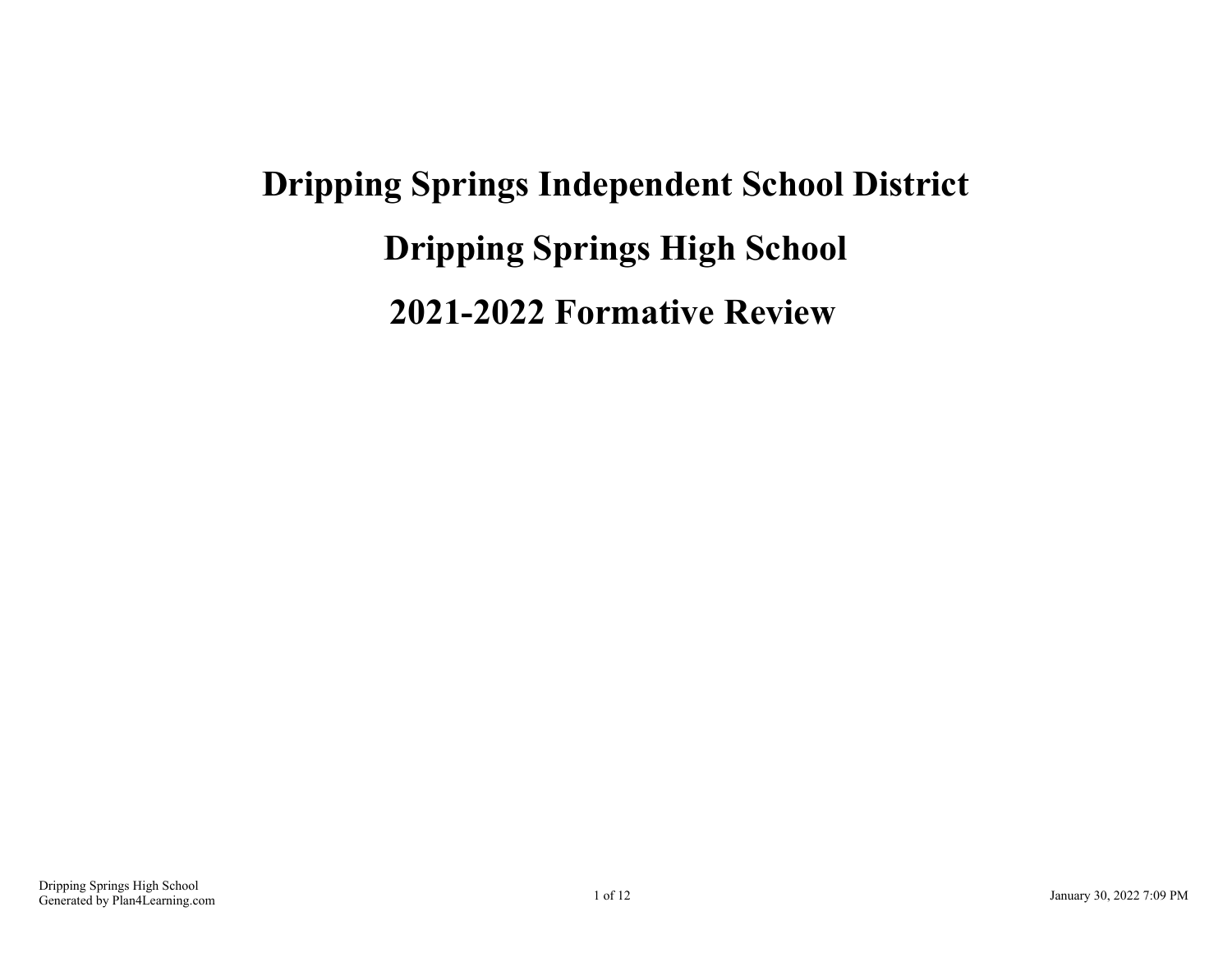# Dripping Springs Independent School District

# Dripping Springs High School

# 2021-2022 Formative Review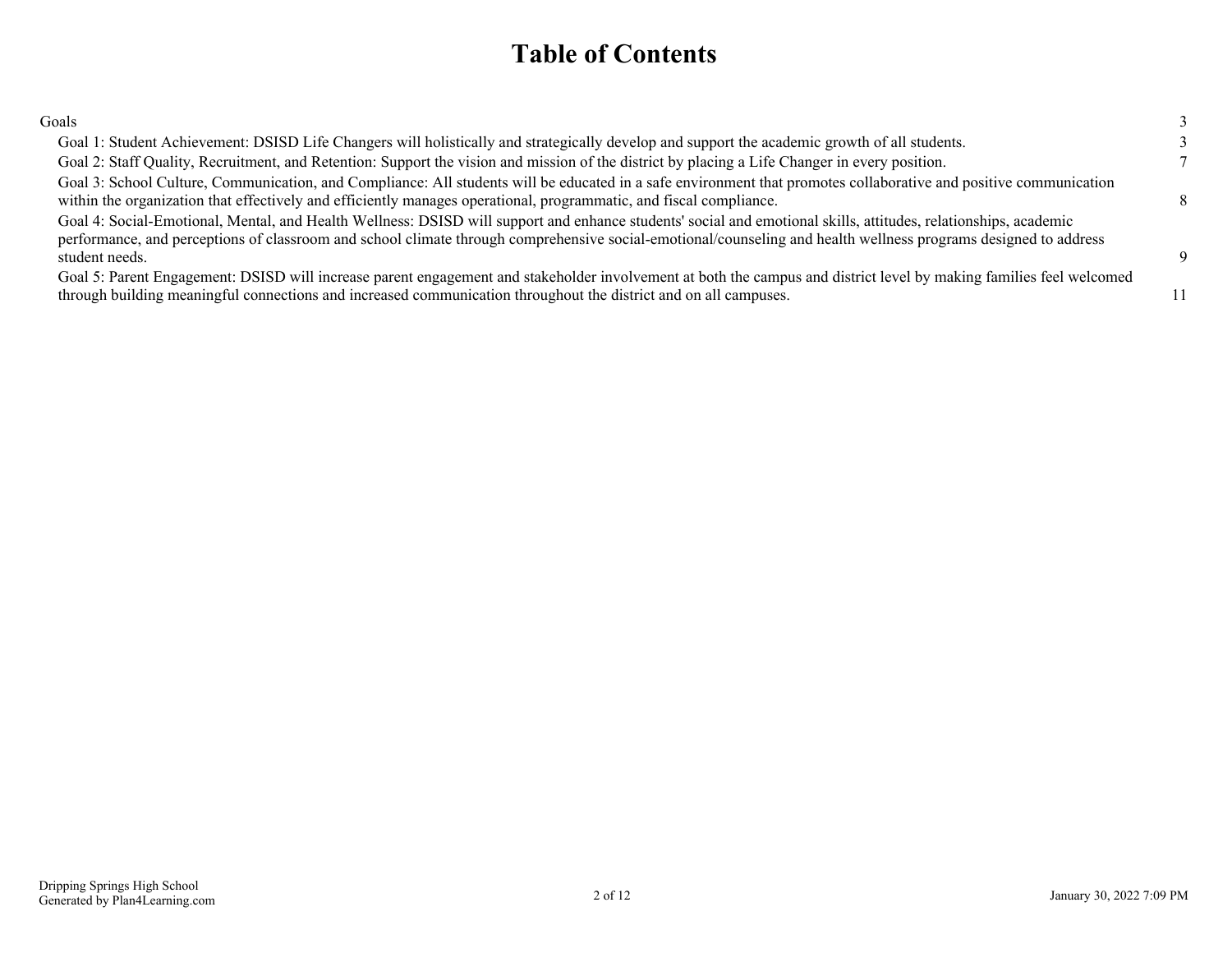# Table of Contents

| | |
|---|---|
| Goals | 3 |
| Goal 1: Student Achievement: DSISD Life Changers will holistically and strategically develop and support the academic growth of all students. | 3 |
| Goal 2: Staff Quality, Recruitment, and Retention: Support the vision and mission of the district by placing a Life Changer in every position. | 7 |
| Goal 3: School Culture, Communication, and Compliance: All students will be educated in a safe environment that promotes collaborative and positive communication within the organization that effectively and efficiently manages operational, programmatic, and fiscal compliance. | 8 |
| Goal 4: Social-Emotional, Mental, and Health Wellness: DSISD will support and enhance students' social and emotional skills, attitudes, relationships, academic performance, and perceptions of classroom and school climate through comprehensive social-emotional/counseling and health wellness programs designed to address student needs. | 9 |
| Goal 5: Parent Engagement: DSISD will increase parent engagement and stakeholder involvement at both the campus and district level by making families feel welcomed through building meaningful connections and increased communication throughout the district and on all campuses. | 11 |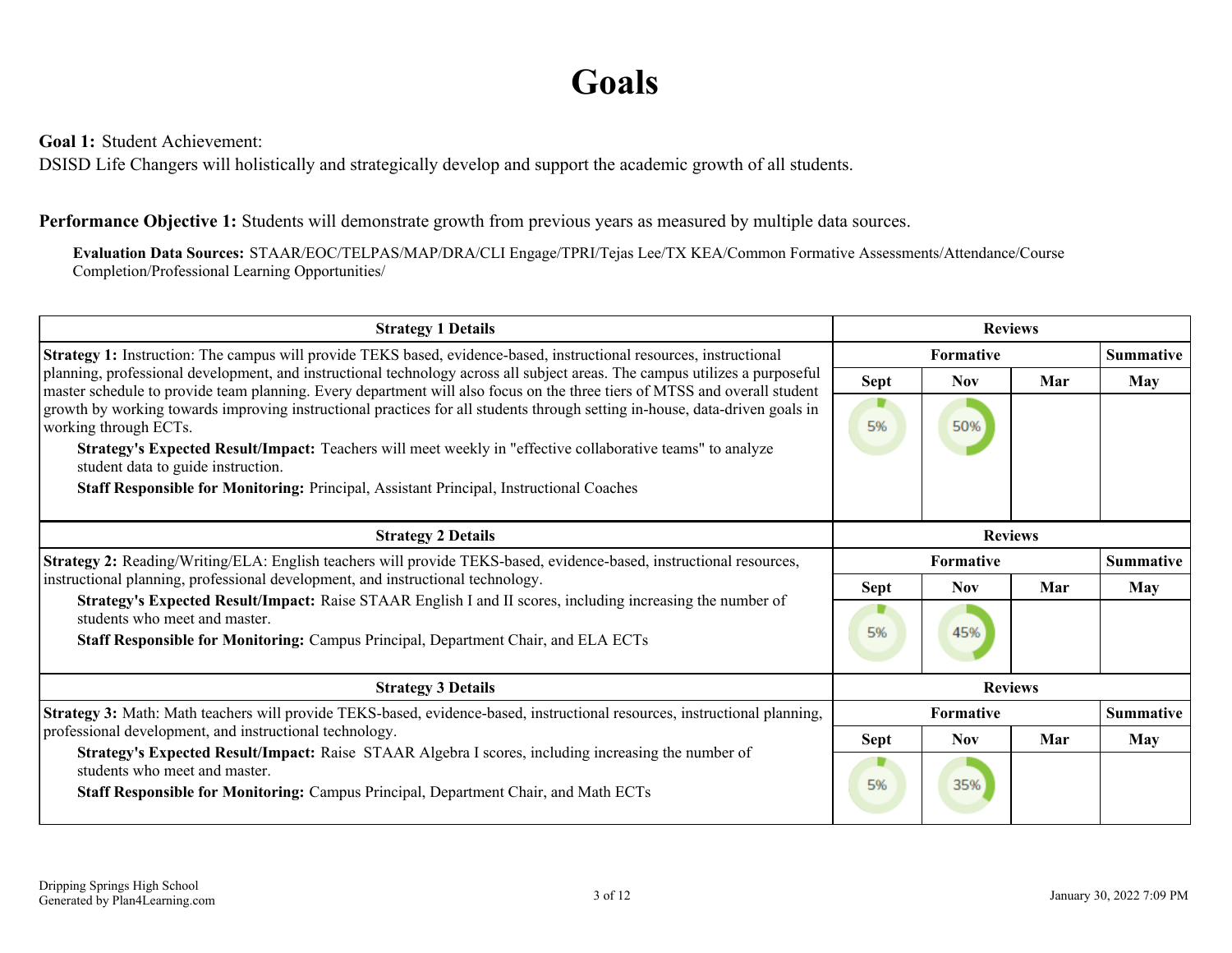# Goals

**Goal 1:** Student Achievement:
DSISD Life Changers will holistically and strategically develop and support the academic growth of all students.

**Performance Objective 1:** Students will demonstrate growth from previous years as measured by multiple data sources.

**Evaluation Data Sources:** STAAR/EOC/TELPAS/MAP/DRA/CLI Engage/TPRI/Tejas Lee/TX KEA/Common Formative Assessments/Attendance/Course Completion/Professional Learning Opportunities/

| Strategy 1 Details | Reviews | | | |
|---|---|---|---|---|
| | Formative | | | Summative |
| | Sept | Nov | Mar | May |
| **Strategy 1:** Instruction: The campus will provide TEKS based, evidence-based, instructional resources, instructional planning, professional development, and instructional technology across all subject areas. The campus utilizes a purposeful master schedule to provide team planning. Every department will also focus on the three tiers of MTSS and overall student growth by working towards improving instructional practices for all students through setting in-house, data-driven goals in working through ECTs. **Strategy's Expected Result/Impact:** Teachers will meet weekly in "effective collaborative teams" to analyze student data to guide instruction. **Staff Responsible for Monitoring:** Principal, Assistant Principal, Instructional Coaches | 5% | 50% | | |

| Strategy 2 Details | Reviews | | | |
|---|---|---|---|---|
| | Formative | | | Summative |
| | Sept | Nov | Mar | May |
| **Strategy 2:** Reading/Writing/ELA: English teachers will provide TEKS-based, evidence-based, instructional resources, instructional planning, professional development, and instructional technology. **Strategy's Expected Result/Impact:** Raise STAAR English I and II scores, including increasing the number of students who meet and master. **Staff Responsible for Monitoring:** Campus Principal, Department Chair, and ELA ECTs | 5% | 45% | | |

| Strategy 3 Details | Reviews | | | |
|---|---|---|---|---|
| | Formative | | | Summative |
| | Sept | Nov | Mar | May |
| **Strategy 3:** Math: Math teachers will provide TEKS-based, evidence-based, instructional resources, instructional planning, professional development, and instructional technology. **Strategy's Expected Result/Impact:** Raise STAAR Algebra I scores, including increasing the number of students who meet and master. **Staff Responsible for Monitoring:** Campus Principal, Department Chair, and Math ECTs | 5% | 35% | | |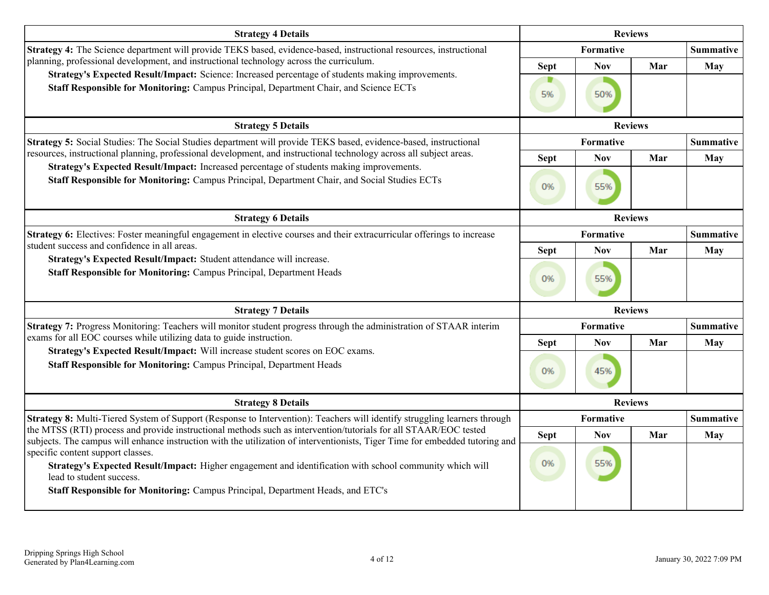| Strategy 4 Details | Reviews | | | |
|---|---|---|---|---|
| | Formative | | | Summative |
| **Strategy 4:** The Science department will provide TEKS based, evidence-based, instructional resources, instructional planning, professional development, and instructional technology across the curriculum.<br>**Strategy's Expected Result/Impact:** Science: Increased percentage of students making improvements.<br>**Staff Responsible for Monitoring:** Campus Principal, Department Chair, and Science ECTs | Sept | Nov | Mar | May |
| | 5% | 50% | | |

| Strategy 5 Details | Reviews | | | |
|---|---|---|---|---|
| | Formative | | | Summative |
| **Strategy 5:** Social Studies: The Social Studies department will provide TEKS based, evidence-based, instructional resources, instructional planning, professional development, and instructional technology across all subject areas.<br>**Strategy's Expected Result/Impact:** Increased percentage of students making improvements.<br>**Staff Responsible for Monitoring:** Campus Principal, Department Chair, and Social Studies ECTs | Sept | Nov | Mar | May |
| | 0% | 55% | | |

| Strategy 6 Details | Reviews | | | |
|---|---|---|---|---|
| | Formative | | | Summative |
| **Strategy 6:** Electives: Foster meaningful engagement in elective courses and their extracurricular offerings to increase student success and confidence in all areas.<br>**Strategy's Expected Result/Impact:** Student attendance will increase.<br>**Staff Responsible for Monitoring:** Campus Principal, Department Heads | Sept | Nov | Mar | May |
| | 0% | 55% | | |

| Strategy 7 Details | Reviews | | | |
|---|---|---|---|---|
| | Formative | | | Summative |
| **Strategy 7:** Progress Monitoring: Teachers will monitor student progress through the administration of STAAR interim exams for all EOC courses while utilizing data to guide instruction.<br>**Strategy's Expected Result/Impact:** Will increase student scores on EOC exams.<br>**Staff Responsible for Monitoring:** Campus Principal, Department Heads | Sept | Nov | Mar | May |
| | 0% | 45% | | |

| Strategy 8 Details | Reviews | | | |
|---|---|---|---|---|
| | Formative | | | Summative |
| **Strategy 8:** Multi-Tiered System of Support (Response to Intervention): Teachers will identify struggling learners through the MTSS (RTI) process and provide instructional methods such as intervention/tutorials for all STAAR/EOC tested subjects. The campus will enhance instruction with the utilization of interventionists, Tiger Time for embedded tutoring and specific content support classes.<br>**Strategy's Expected Result/Impact:** Higher engagement and identification with school community which will lead to student success.<br>**Staff Responsible for Monitoring:** Campus Principal, Department Heads, and ETC's | Sept | Nov | Mar | May |
| | 0% | 55% | | |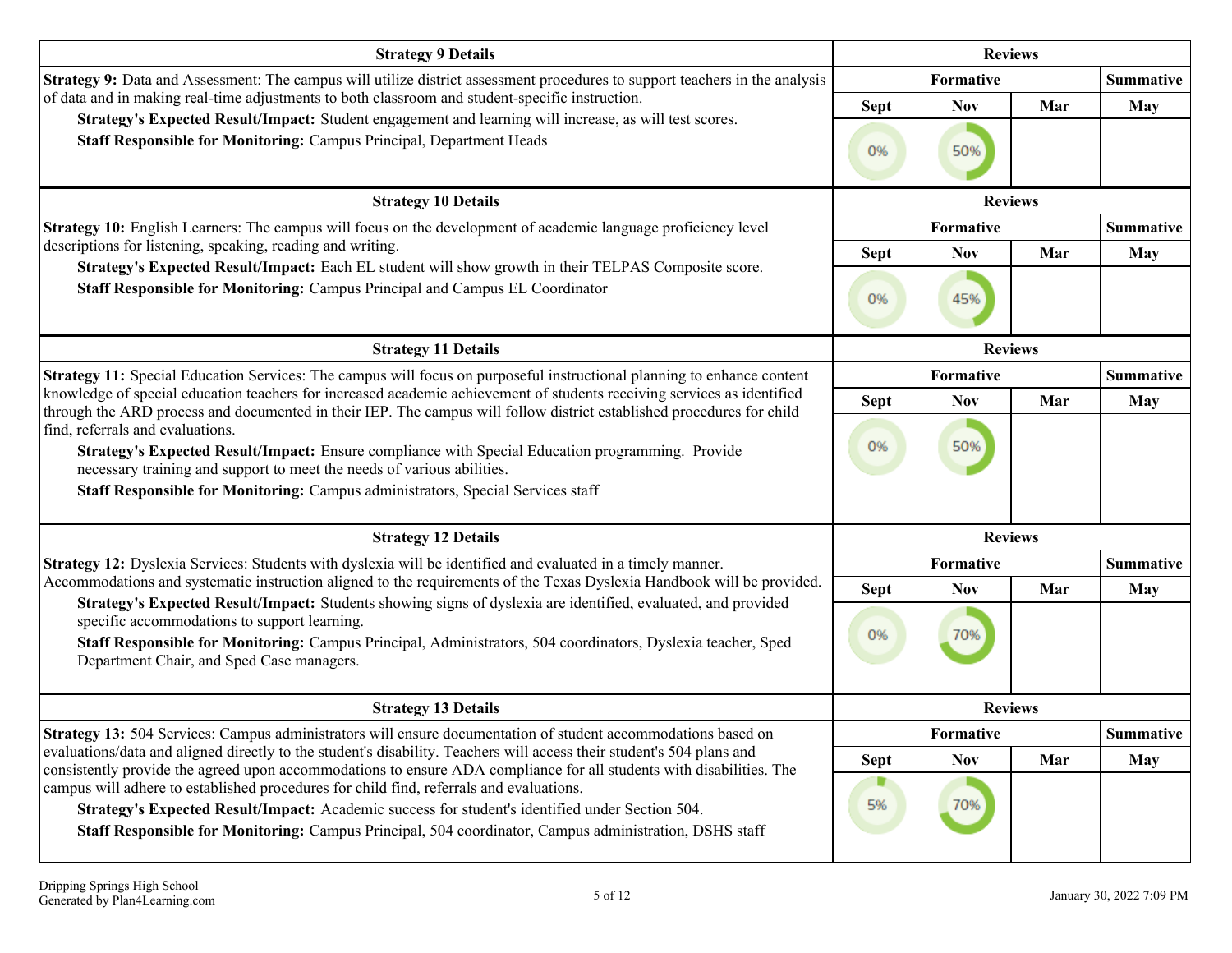| Strategy 9 Details | Reviews | | | |
|---|---|---|---|---|
| **Strategy 9:** Data and Assessment: The campus will utilize district assessment procedures to support teachers in the analysis of data and in making real-time adjustments to both classroom and student-specific instruction.<br>**Strategy's Expected Result/Impact:** Student engagement and learning will increase, as will test scores.<br>**Staff Responsible for Monitoring:** Campus Principal, Department Heads | **Formative** | | | **Summative** |
| | Sept | Nov | Mar | May |
| | 0% | 50% | | |

| Strategy 10 Details | Reviews | | | |
|---|---|---|---|---|
| **Strategy 10:** English Learners: The campus will focus on the development of academic language proficiency level descriptions for listening, speaking, reading and writing.<br>**Strategy's Expected Result/Impact:** Each EL student will show growth in their TELPAS Composite score.<br>**Staff Responsible for Monitoring:** Campus Principal and Campus EL Coordinator | **Formative** | | | **Summative** |
| | Sept | Nov | Mar | May |
| | 0% | 45% | | |

| Strategy 11 Details | Reviews | | | |
|---|---|---|---|---|
| **Strategy 11:** Special Education Services: The campus will focus on purposeful instructional planning to enhance content knowledge of special education teachers for increased academic achievement of students receiving services as identified through the ARD process and documented in their IEP. The campus will follow district established procedures for child find, referrals and evaluations.<br>**Strategy's Expected Result/Impact:** Ensure compliance with Special Education programming. Provide necessary training and support to meet the needs of various abilities.<br>**Staff Responsible for Monitoring:** Campus administrators, Special Services staff | **Formative** | | | **Summative** |
| | Sept | Nov | Mar | May |
| | 0% | 50% | | |

| Strategy 12 Details | Reviews | | | |
|---|---|---|---|---|
| **Strategy 12:** Dyslexia Services: Students with dyslexia will be identified and evaluated in a timely manner. Accommodations and systematic instruction aligned to the requirements of the Texas Dyslexia Handbook will be provided.<br>**Strategy's Expected Result/Impact:** Students showing signs of dyslexia are identified, evaluated, and provided specific accommodations to support learning.<br>**Staff Responsible for Monitoring:** Campus Principal, Administrators, 504 coordinators, Dyslexia teacher, Sped Department Chair, and Sped Case managers. | **Formative** | | | **Summative** |
| | Sept | Nov | Mar | May |
| | 0% | 70% | | |

| Strategy 13 Details | Reviews | | | |
|---|---|---|---|---|
| **Strategy 13:** 504 Services: Campus administrators will ensure documentation of student accommodations based on evaluations/data and aligned directly to the student's disability. Teachers will access their student's 504 plans and consistently provide the agreed upon accommodations to ensure ADA compliance for all students with disabilities. The campus will adhere to established procedures for child find, referrals and evaluations.<br>**Strategy's Expected Result/Impact:** Academic success for student's identified under Section 504.<br>**Staff Responsible for Monitoring:** Campus Principal, 504 coordinator, Campus administration, DSHS staff | **Formative** | | | **Summative** |
| | Sept | Nov | Mar | May |
| | 5% | 70% | | |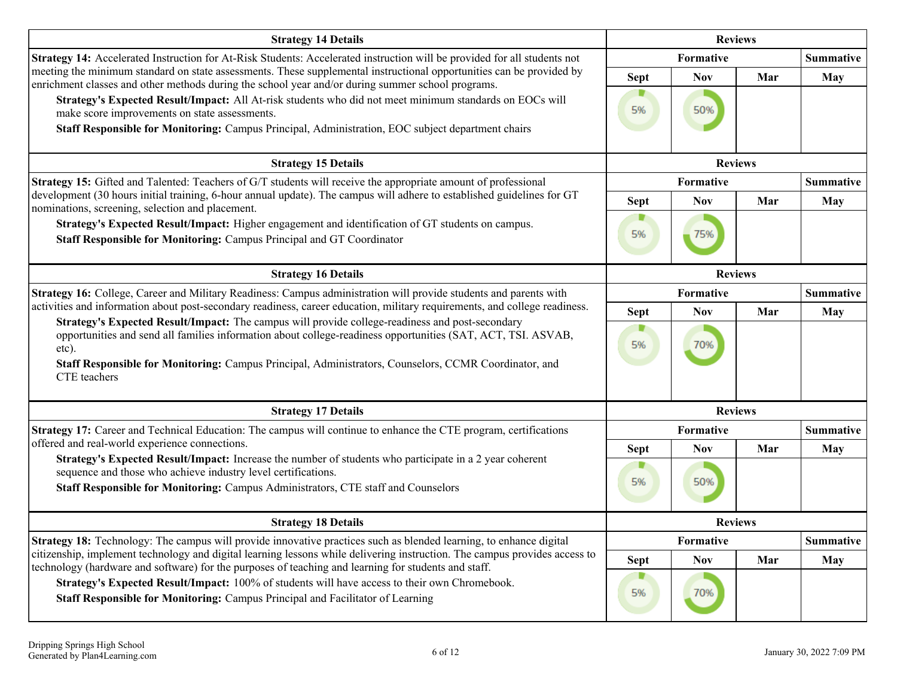| Strategy 14 Details | Reviews | | | |
|---|---|---|---|---|
| **Strategy 14:** Accelerated Instruction for At-Risk Students: Accelerated instruction will be provided for all students not meeting the minimum standard on state assessments. These supplemental instructional opportunities can be provided by enrichment classes and other methods during the school year and/or during summer school programs. | Formative | | | Summative |
| **Strategy's Expected Result/Impact:** All At-risk students who did not meet minimum standards on EOCs will make score improvements on state assessments. | Sept | Nov | Mar | May |
| **Staff Responsible for Monitoring:** Campus Principal, Administration, EOC subject department chairs | 5% | 50% | | |

| Strategy 15 Details | Reviews | | | |
|---|---|---|---|---|
| **Strategy 15:** Gifted and Talented: Teachers of G/T students will receive the appropriate amount of professional development (30 hours initial training, 6-hour annual update). The campus will adhere to established guidelines for GT nominations, screening, selection and placement. | Formative | | | Summative |
| **Strategy's Expected Result/Impact:** Higher engagement and identification of GT students on campus. | Sept | Nov | Mar | May |
| **Staff Responsible for Monitoring:** Campus Principal and GT Coordinator | 5% | 75% | | |

| Strategy 16 Details | Reviews | | | |
|---|---|---|---|---|
| **Strategy 16:** College, Career and Military Readiness: Campus administration will provide students and parents with activities and information about post-secondary readiness, career education, military requirements, and college readiness. | Formative | | | Summative |
| **Strategy's Expected Result/Impact:** The campus will provide college-readiness and post-secondary opportunities and send all families information about college-readiness opportunities (SAT, ACT, TSI. ASVAB, etc). | Sept | Nov | Mar | May |
| **Staff Responsible for Monitoring:** Campus Principal, Administrators, Counselors, CCMR Coordinator, and CTE teachers | 5% | 70% | | |

| Strategy 17 Details | Reviews | | | |
|---|---|---|---|---|
| **Strategy 17:** Career and Technical Education: The campus will continue to enhance the CTE program, certifications offered and real-world experience connections. | Formative | | | Summative |
| **Strategy's Expected Result/Impact:** Increase the number of students who participate in a 2 year coherent sequence and those who achieve industry level certifications. | Sept | Nov | Mar | May |
| **Staff Responsible for Monitoring:** Campus Administrators, CTE staff and Counselors | 5% | 50% | | |

| Strategy 18 Details | Reviews | | | |
|---|---|---|---|---|
| **Strategy 18:** Technology: The campus will provide innovative practices such as blended learning, to enhance digital citizenship, implement technology and digital learning lessons while delivering instruction. The campus provides access to technology (hardware and software) for the purposes of teaching and learning for students and staff. | Formative | | | Summative |
| **Strategy's Expected Result/Impact:** 100% of students will have access to their own Chromebook. | Sept | Nov | Mar | May |
| **Staff Responsible for Monitoring:** Campus Principal and Facilitator of Learning | 5% | 70% | | |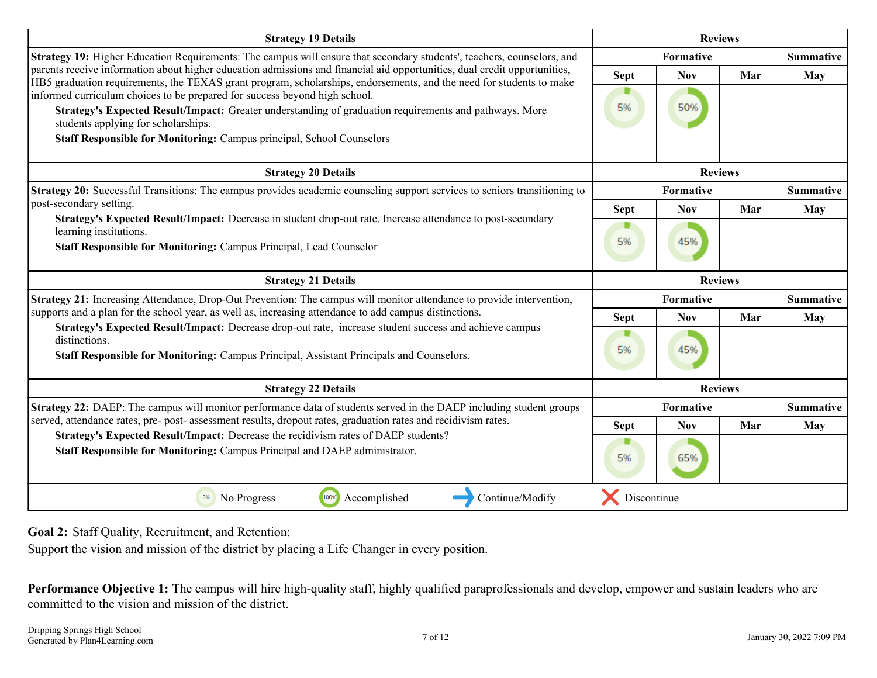| Strategy 19 Details | Reviews | | | |
|---|---|---|---|---|
| | Formative | | | Summative |
| **Strategy 19:** Higher Education Requirements: The campus will ensure that secondary students', teachers, counselors, and parents receive information about higher education admissions and financial aid opportunities, dual credit opportunities, HB5 graduation requirements, the TEXAS grant program, scholarships, endorsements, and the need for students to make informed curriculum choices to be prepared for success beyond high school. **Strategy's Expected Result/Impact:** Greater understanding of graduation requirements and pathways. More students applying for scholarships. **Staff Responsible for Monitoring:** Campus principal, School Counselors | Sept | Nov | Mar | May |
| | 5% | 50% | | |

| Strategy 20 Details | Reviews | | | |
|---|---|---|---|---|
| | Formative | | | Summative |
| **Strategy 20:** Successful Transitions: The campus provides academic counseling support services to seniors transitioning to post-secondary setting. **Strategy's Expected Result/Impact:** Decrease in student drop-out rate. Increase attendance to post-secondary learning institutions. **Staff Responsible for Monitoring:** Campus Principal, Lead Counselor | Sept | Nov | Mar | May |
| | 5% | 45% | | |

| Strategy 21 Details | Reviews | | | |
|---|---|---|---|---|
| | Formative | | | Summative |
| **Strategy 21:** Increasing Attendance, Drop-Out Prevention: The campus will monitor attendance to provide intervention, supports and a plan for the school year, as well as, increasing attendance to add campus distinctions. **Strategy's Expected Result/Impact:** Decrease drop-out rate, increase student success and achieve campus distinctions. **Staff Responsible for Monitoring:** Campus Principal, Assistant Principals and Counselors. | Sept | Nov | Mar | May |
| | 5% | 45% | | |

| Strategy 22 Details | Reviews | | | |
|---|---|---|---|---|
| | Formative | | | Summative |
| **Strategy 22:** DAEP: The campus will monitor performance data of students served in the DAEP including student groups served, attendance rates, pre- post- assessment results, dropout rates, graduation rates and recidivism rates. **Strategy's Expected Result/Impact:** Decrease the recidivism rates of DAEP students? **Staff Responsible for Monitoring:** Campus Principal and DAEP administrator. | Sept | Nov | Mar | May |
| | 5% | 65% | | |

0% No Progress | 100% Accomplished | → Continue/Modify | ✗ Discontinue

**Goal 2:** Staff Quality, Recruitment, and Retention:
Support the vision and mission of the district by placing a Life Changer in every position.

**Performance Objective 1:** The campus will hire high-quality staff, highly qualified paraprofessionals and develop, empower and sustain leaders who are committed to the vision and mission of the district.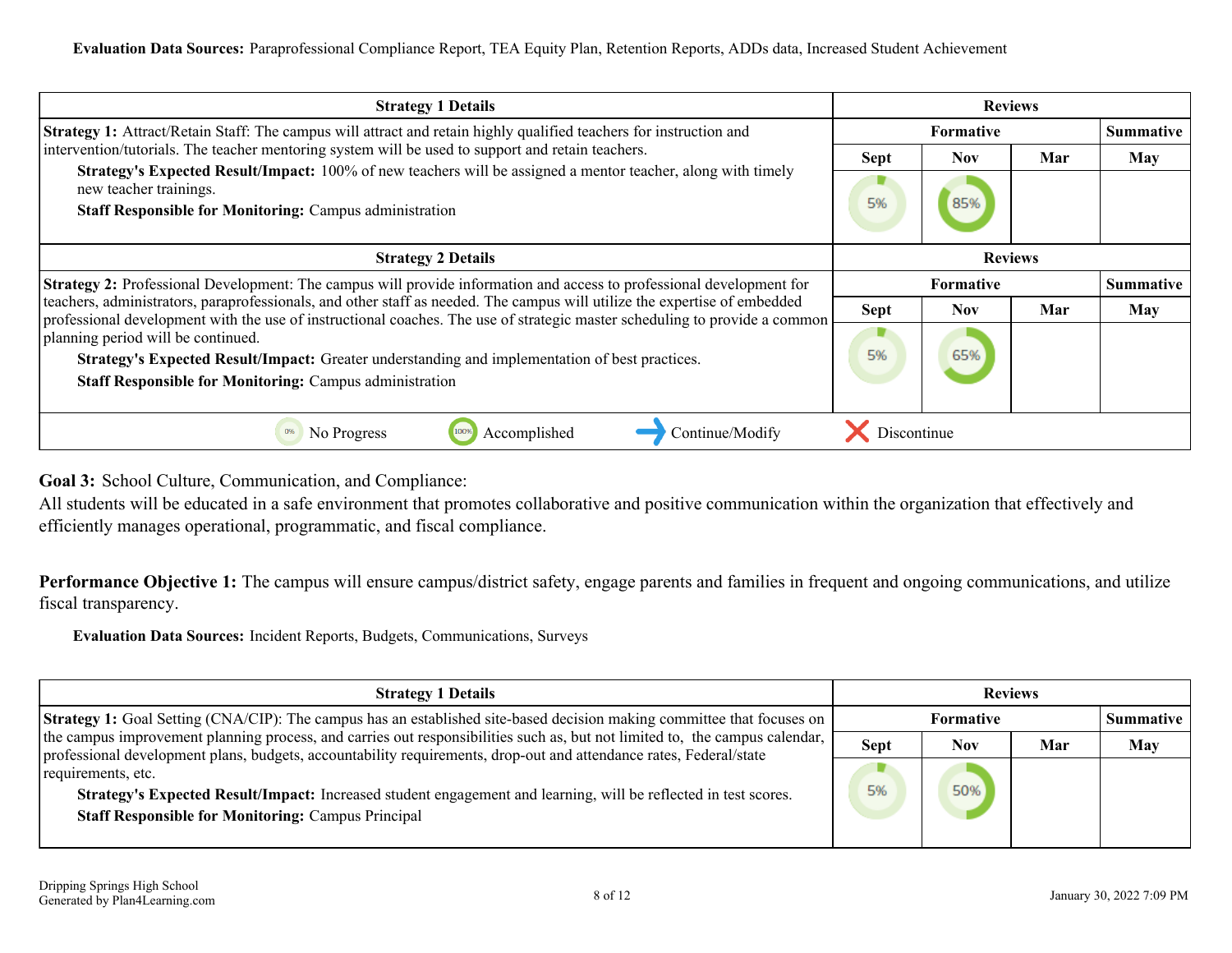**Evaluation Data Sources:** Paraprofessional Compliance Report, TEA Equity Plan, Retention Reports, ADDs data, Increased Student Achievement

| Strategy 1 Details | Reviews | | | |
|---|---|---|---|---|
| | Formative | | | Summative |
| | Sept | Nov | Mar | May |
| **Strategy 1:** Attract/Retain Staff: The campus will attract and retain highly qualified teachers for instruction and intervention/tutorials. The teacher mentoring system will be used to support and retain teachers. **Strategy's Expected Result/Impact:** 100% of new teachers will be assigned a mentor teacher, along with timely new teacher trainings. **Staff Responsible for Monitoring:** Campus administration | 5% | 85% | | |

| Strategy 2 Details | Reviews | | | |
|---|---|---|---|---|
| | Formative | | | Summative |
| | Sept | Nov | Mar | May |
| **Strategy 2:** Professional Development: The campus will provide information and access to professional development for teachers, administrators, paraprofessionals, and other staff as needed. The campus will utilize the expertise of embedded professional development with the use of instructional coaches. The use of strategic master scheduling to provide a common planning period will be continued. **Strategy's Expected Result/Impact:** Greater understanding and implementation of best practices. **Staff Responsible for Monitoring:** Campus administration | 5% | 65% | | |

0% No Progress | 100% Accomplished | Continue/Modify | Discontinue

**Goal 3:** School Culture, Communication, and Compliance:
All students will be educated in a safe environment that promotes collaborative and positive communication within the organization that effectively and efficiently manages operational, programmatic, and fiscal compliance.

**Performance Objective 1:** The campus will ensure campus/district safety, engage parents and families in frequent and ongoing communications, and utilize fiscal transparency.

**Evaluation Data Sources:** Incident Reports, Budgets, Communications, Surveys

| Strategy 1 Details | Reviews | | | |
|---|---|---|---|---|
| | Formative | | | Summative |
| | Sept | Nov | Mar | May |
| **Strategy 1:** Goal Setting (CNA/CIP): The campus has an established site-based decision making committee that focuses on the campus improvement planning process, and carries out responsibilities such as, but not limited to, the campus calendar, professional development plans, budgets, accountability requirements, drop-out and attendance rates, Federal/state requirements, etc. **Strategy's Expected Result/Impact:** Increased student engagement and learning, will be reflected in test scores. **Staff Responsible for Monitoring:** Campus Principal | 5% | 50% | | |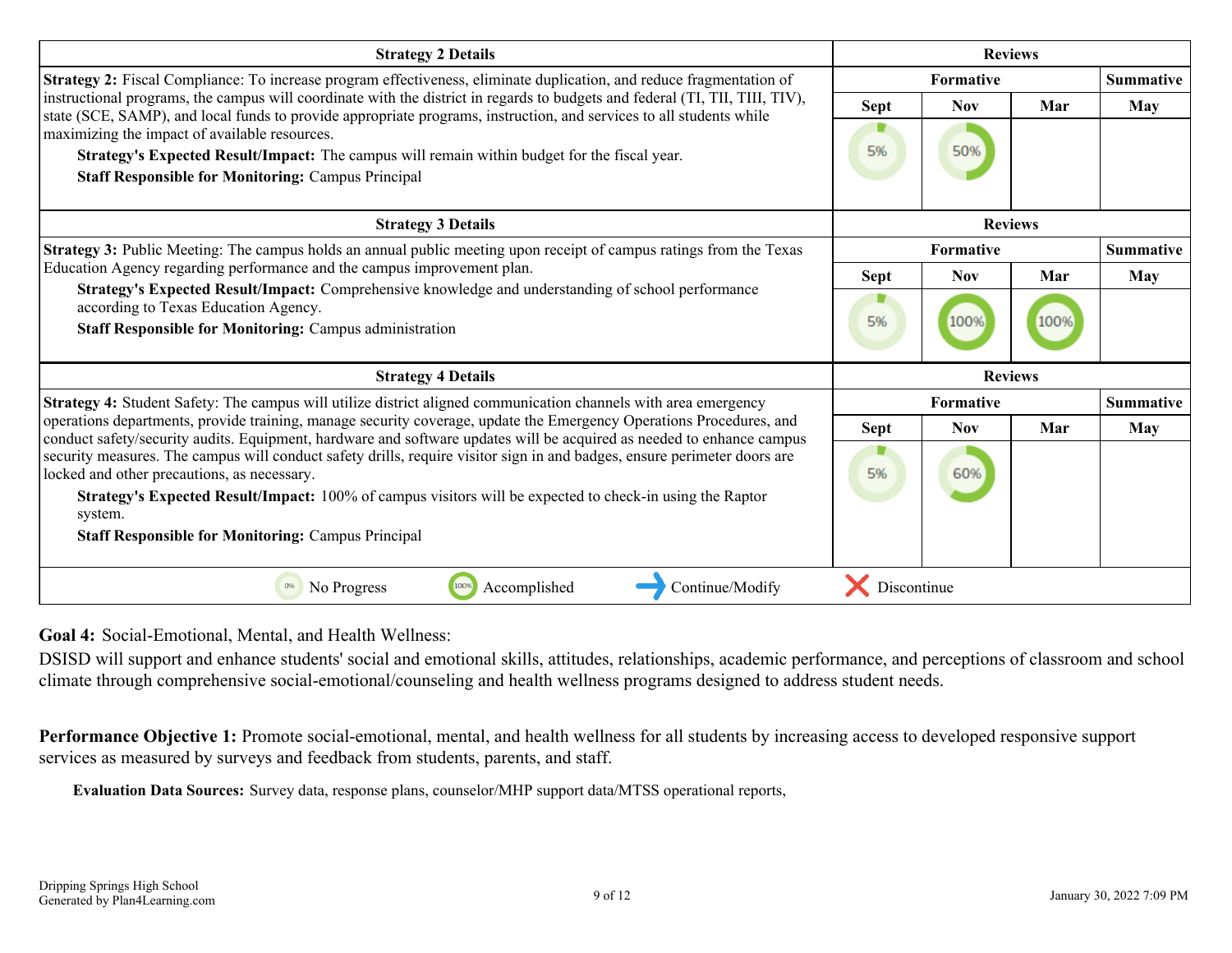| Strategy 2 Details | Reviews | | | |
|---|---|---|---|---|
| **Strategy 2:** Fiscal Compliance: To increase program effectiveness, eliminate duplication, and reduce fragmentation of instructional programs, the campus will coordinate with the district in regards to budgets and federal (TI, TII, TIII, TIV), state (SCE, SAMP), and local funds to provide appropriate programs, instruction, and services to all students while maximizing the impact of available resources. | Formative | | | Summative |
| **Strategy's Expected Result/Impact:** The campus will remain within budget for the fiscal year. | Sept | Nov | Mar | May |
| **Staff Responsible for Monitoring:** Campus Principal | 5% | 50% | | |

| Strategy 3 Details | Reviews | | | |
|---|---|---|---|---|
| **Strategy 3:** Public Meeting: The campus holds an annual public meeting upon receipt of campus ratings from the Texas Education Agency regarding performance and the campus improvement plan. | Formative | | | Summative |
| **Strategy's Expected Result/Impact:** Comprehensive knowledge and understanding of school performance according to Texas Education Agency. | Sept | Nov | Mar | May |
| **Staff Responsible for Monitoring:** Campus administration | 5% | 100% | 100% | |

| Strategy 4 Details | Reviews | | | |
|---|---|---|---|---|
| **Strategy 4:** Student Safety: The campus will utilize district aligned communication channels with area emergency operations departments, provide training, manage security coverage, update the Emergency Operations Procedures, and conduct safety/security audits. Equipment, hardware and software updates will be acquired as needed to enhance campus security measures. The campus will conduct safety drills, require visitor sign in and badges, ensure perimeter doors are locked and other precautions, as necessary. | Formative | | | Summative |
| **Strategy's Expected Result/Impact:** 100% of campus visitors will be expected to check-in using the Raptor system. | Sept | Nov | Mar | May |
| **Staff Responsible for Monitoring:** Campus Principal | 5% | 60% | | |

0% No Progress | 100% Accomplished | → Continue/Modify | ✗ Discontinue

**Goal 4:** Social-Emotional, Mental, and Health Wellness:

DSISD will support and enhance students' social and emotional skills, attitudes, relationships, academic performance, and perceptions of classroom and school climate through comprehensive social-emotional/counseling and health wellness programs designed to address student needs.

**Performance Objective 1:** Promote social-emotional, mental, and health wellness for all students by increasing access to developed responsive support services as measured by surveys and feedback from students, parents, and staff.

**Evaluation Data Sources:** Survey data, response plans, counselor/MHP support data/MTSS operational reports,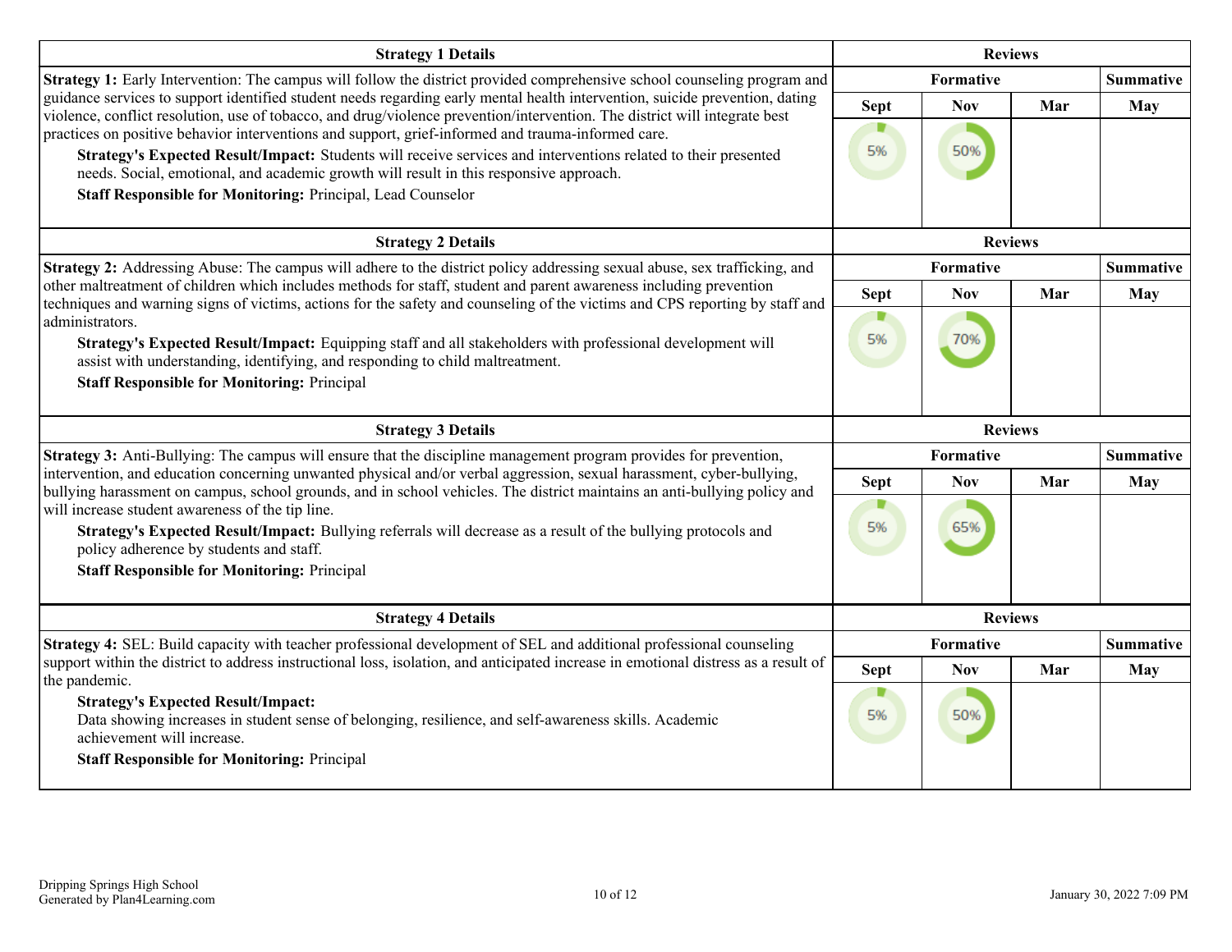| Strategy 1 Details | Reviews | | | |
|---|---|---|---|---|
| | Formative | | | Summative |
| | Sept | Nov | Mar | May |
| **Strategy 1:** Early Intervention: The campus will follow the district provided comprehensive school counseling program and guidance services to support identified student needs regarding early mental health intervention, suicide prevention, dating violence, conflict resolution, use of tobacco, and drug/violence prevention/intervention. The district will integrate best practices on positive behavior interventions and support, grief-informed and trauma-informed care.<br>**Strategy's Expected Result/Impact:** Students will receive services and interventions related to their presented needs. Social, emotional, and academic growth will result in this responsive approach.<br>**Staff Responsible for Monitoring:** Principal, Lead Counselor | 5% | 50% | | |

| Strategy 2 Details | Reviews | | | |
|---|---|---|---|---|
| | Formative | | | Summative |
| | Sept | Nov | Mar | May |
| **Strategy 2:** Addressing Abuse: The campus will adhere to the district policy addressing sexual abuse, sex trafficking, and other maltreatment of children which includes methods for staff, student and parent awareness including prevention techniques and warning signs of victims, actions for the safety and counseling of the victims and CPS reporting by staff and administrators.<br>**Strategy's Expected Result/Impact:** Equipping staff and all stakeholders with professional development will assist with understanding, identifying, and responding to child maltreatment.<br>**Staff Responsible for Monitoring:** Principal | 5% | 70% | | |

| Strategy 3 Details | Reviews | | | |
|---|---|---|---|---|
| | Formative | | | Summative |
| | Sept | Nov | Mar | May |
| **Strategy 3:** Anti-Bullying: The campus will ensure that the discipline management program provides for prevention, intervention, and education concerning unwanted physical and/or verbal aggression, sexual harassment, cyber-bullying, bullying harassment on campus, school grounds, and in school vehicles. The district maintains an anti-bullying policy and will increase student awareness of the tip line.<br>**Strategy's Expected Result/Impact:** Bullying referrals will decrease as a result of the bullying protocols and policy adherence by students and staff.<br>**Staff Responsible for Monitoring:** Principal | 5% | 65% | | |

| Strategy 4 Details | Reviews | | | |
|---|---|---|---|---|
| | Formative | | | Summative |
| | Sept | Nov | Mar | May |
| **Strategy 4:** SEL: Build capacity with teacher professional development of SEL and additional professional counseling support within the district to address instructional loss, isolation, and anticipated increase in emotional distress as a result of the pandemic.<br>**Strategy's Expected Result/Impact:**<br>Data showing increases in student sense of belonging, resilience, and self-awareness skills. Academic achievement will increase.<br>**Staff Responsible for Monitoring:** Principal | 5% | 50% | | |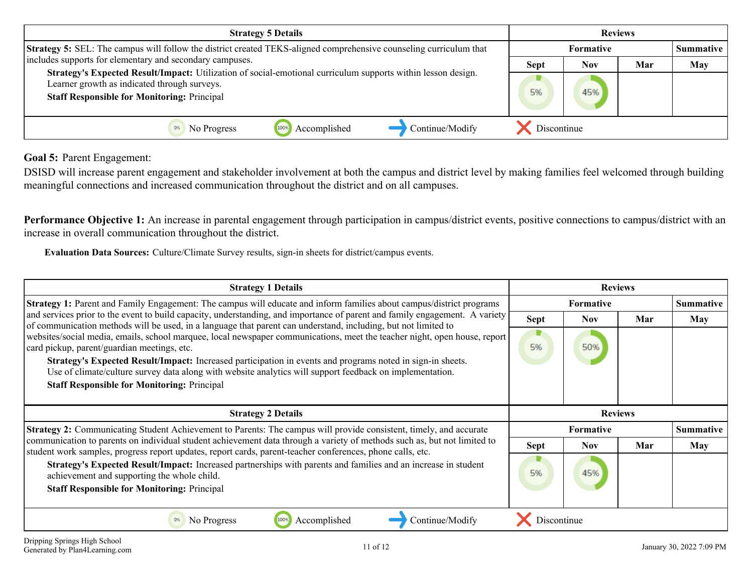| Strategy 5 Details | Reviews | | | |
|---|---|---|---|---|
| | Formative | | | Summative |
| | Sept | Nov | Mar | May |
| **Strategy 5:** SEL: The campus will follow the district created TEKS-aligned comprehensive counseling curriculum that includes supports for elementary and secondary campuses.<br>**Strategy's Expected Result/Impact:** Utilization of social-emotional curriculum supports within lesson design. Learner growth as indicated through surveys.<br>**Staff Responsible for Monitoring:** Principal | 5% | 45% | | |

0% No Progress | 100% Accomplished | Continue/Modify | Discontinue

**Goal 5:** Parent Engagement:

DSISD will increase parent engagement and stakeholder involvement at both the campus and district level by making families feel welcomed through building meaningful connections and increased communication throughout the district and on all campuses.

**Performance Objective 1:** An increase in parental engagement through participation in campus/district events, positive connections to campus/district with an increase in overall communication throughout the district.

**Evaluation Data Sources:** Culture/Climate Survey results, sign-in sheets for district/campus events.

| Strategy 1 Details | Reviews | | | |
|---|---|---|---|---|
| | Formative | | | Summative |
| | Sept | Nov | Mar | May |
| **Strategy 1:** Parent and Family Engagement: The campus will educate and inform families about campus/district programs and services prior to the event to build capacity, understanding, and importance of parent and family engagement. A variety of communication methods will be used, in a language that parent can understand, including, but not limited to websites/social media, emails, school marquee, local newspaper communications, meet the teacher night, open house, report card pickup, parent/guardian meetings, etc.<br>**Strategy's Expected Result/Impact:** Increased participation in events and programs noted in sign-in sheets. Use of climate/culture survey data along with website analytics will support feedback on implementation.<br>**Staff Responsible for Monitoring:** Principal | 5% | 50% | | |

| Strategy 2 Details | Reviews | | | |
|---|---|---|---|---|
| | Formative | | | Summative |
| | Sept | Nov | Mar | May |
| **Strategy 2:** Communicating Student Achievement to Parents: The campus will provide consistent, timely, and accurate communication to parents on individual student achievement data through a variety of methods such as, but not limited to student work samples, progress report updates, report cards, parent-teacher conferences, phone calls, etc.<br>**Strategy's Expected Result/Impact:** Increased partnerships with parents and families and an increase in student achievement and supporting the whole child.<br>**Staff Responsible for Monitoring:** Principal | 5% | 45% | | |

0% No Progress | 100% Accomplished | Continue/Modify | Discontinue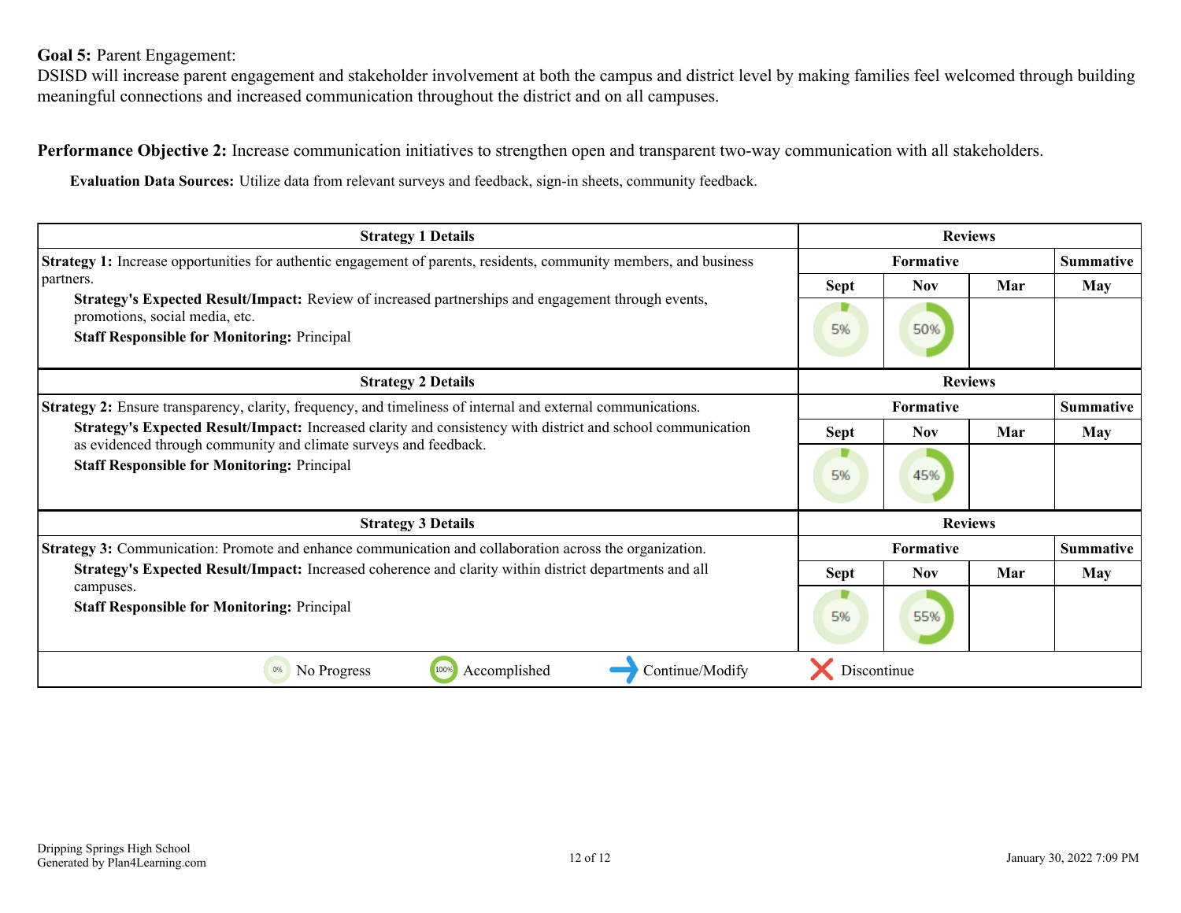**Goal 5:** Parent Engagement:
DSISD will increase parent engagement and stakeholder involvement at both the campus and district level by making families feel welcomed through building meaningful connections and increased communication throughout the district and on all campuses.

**Performance Objective 2:** Increase communication initiatives to strengthen open and transparent two-way communication with all stakeholders.

**Evaluation Data Sources:** Utilize data from relevant surveys and feedback, sign-in sheets, community feedback.

| Strategy 1 Details | Reviews | | | |
|---|---|---|---|---|
| | Formative | | | Summative |
| | Sept | Nov | Mar | May |
| **Strategy 1:** Increase opportunities for authentic engagement of parents, residents, community members, and business partners.<br>**Strategy's Expected Result/Impact:** Review of increased partnerships and engagement through events, promotions, social media, etc.<br>**Staff Responsible for Monitoring:** Principal | 5% | 50% | | |

| Strategy 2 Details | Reviews | | | |
|---|---|---|---|---|
| | Formative | | | Summative |
| | Sept | Nov | Mar | May |
| **Strategy 2:** Ensure transparency, clarity, frequency, and timeliness of internal and external communications.<br>**Strategy's Expected Result/Impact:** Increased clarity and consistency with district and school communication as evidenced through community and climate surveys and feedback.<br>**Staff Responsible for Monitoring:** Principal | 5% | 45% | | |

| Strategy 3 Details | Reviews | | | |
|---|---|---|---|---|
| | Formative | | | Summative |
| | Sept | Nov | Mar | May |
| **Strategy 3:** Communication: Promote and enhance communication and collaboration across the organization.<br>**Strategy's Expected Result/Impact:** Increased coherence and clarity within district departments and all campuses.<br>**Staff Responsible for Monitoring:** Principal | 5% | 55% | | |

0% No Progress | 100% Accomplished | Continue/Modify | Discontinue